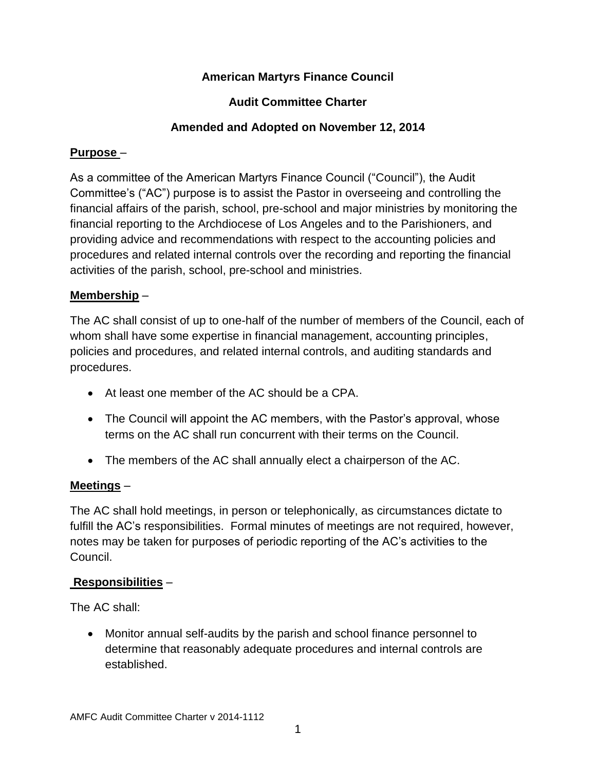**American Martyrs Finance Council**

**Audit Committee Charter**

**Amended and Adopted on November 12, 2014**

**Purpose** –

As a committee of the American Martyrs Finance Council ("Council"), the Audit Committee's ("AC") purpose is to assist the Pastor in overseeing and controlling the financial affairs of the parish, school, pre-school and major ministries by monitoring the financial reporting to the Archdiocese of Los Angeles and to the Parishioners, and providing advice and recommendations with respect to the accounting policies and procedures and related internal controls over the recording and reporting the financial activities of the parish, school, pre-school and ministries.

**Membership** –

The AC shall consist of up to one-half of the number of members of the Council, each of whom shall have some expertise in financial management, accounting principles, policies and procedures, and related internal controls, and auditing standards and procedures.

- At least one member of the AC should be a CPA.
- The Council will appoint the AC members, with the Pastor's approval, whose terms on the AC shall run concurrent with their terms on the Council.
- The members of the AC shall annually elect a chairperson of the AC.

**Meetings** –

The AC shall hold meetings, in person or telephonically, as circumstances dictate to fulfill the AC's responsibilities. Formal minutes of meetings are not required, however, notes may be taken for purposes of periodic reporting of the AC's activities to the Council.

**Responsibilities** –

The AC shall:

- Monitor annual self-audits by the parish and school finance personnel to determine that reasonably adequate procedures and internal controls are established.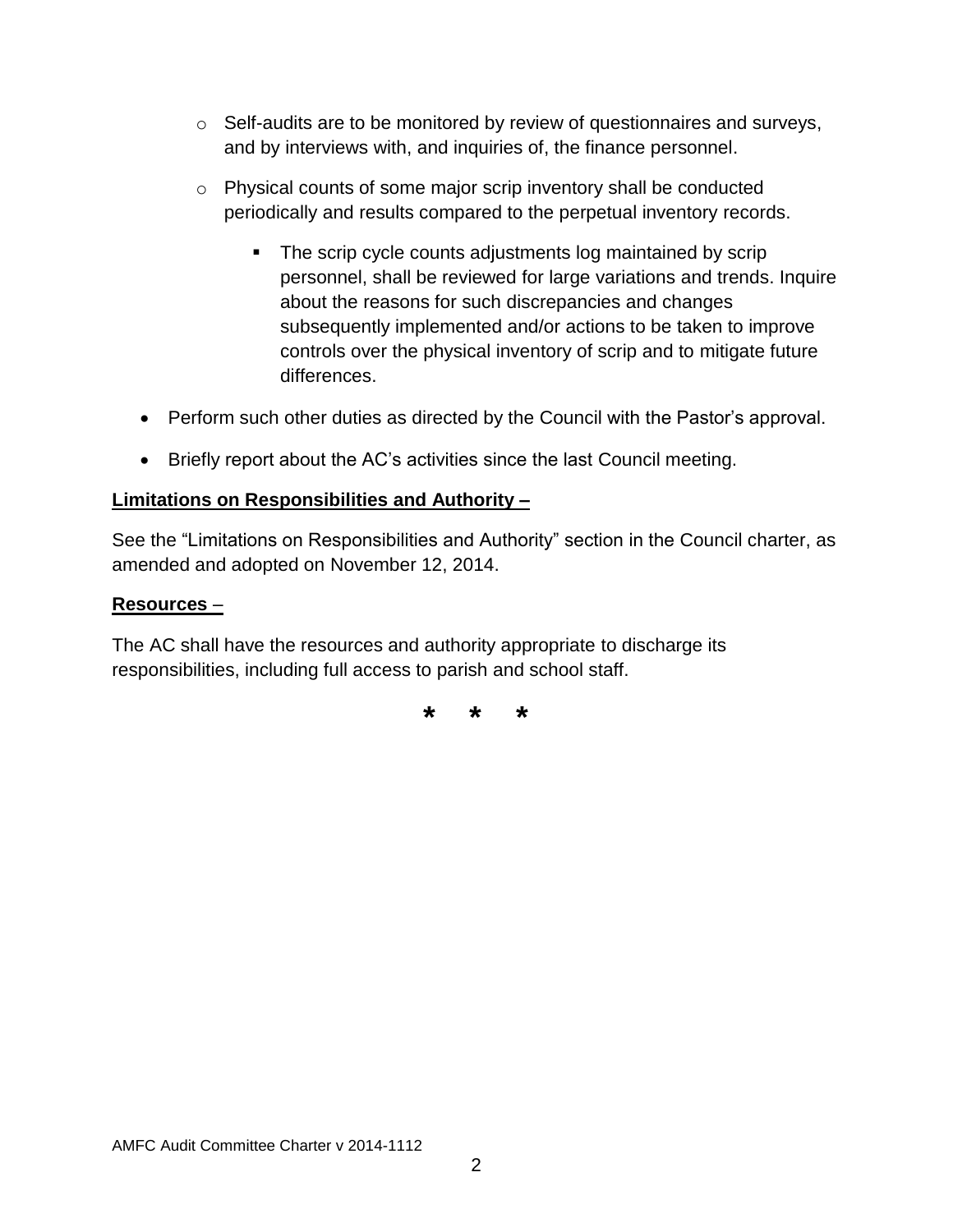- Self-audits are to be monitored by review of questionnaires and surveys, and by interviews with, and inquiries of, the finance personnel.
  - Physical counts of some major scrip inventory shall be conducted periodically and results compared to the perpetual inventory records.
    - The scrip cycle counts adjustments log maintained by scrip personnel, shall be reviewed for large variations and trends. Inquire about the reasons for such discrepancies and changes subsequently implemented and/or actions to be taken to improve controls over the physical inventory of scrip and to mitigate future differences.

- Perform such other duties as directed by the Council with the Pastor's approval.
- Briefly report about the AC's activities since the last Council meeting.

**Limitations on Responsibilities and Authority –**

See the "Limitations on Responsibilities and Authority" section in the Council charter, as amended and adopted on November 12, 2014.

**Resources** –

The AC shall have the resources and authority appropriate to discharge its responsibilities, including full access to parish and school staff.

\*   \*   \*